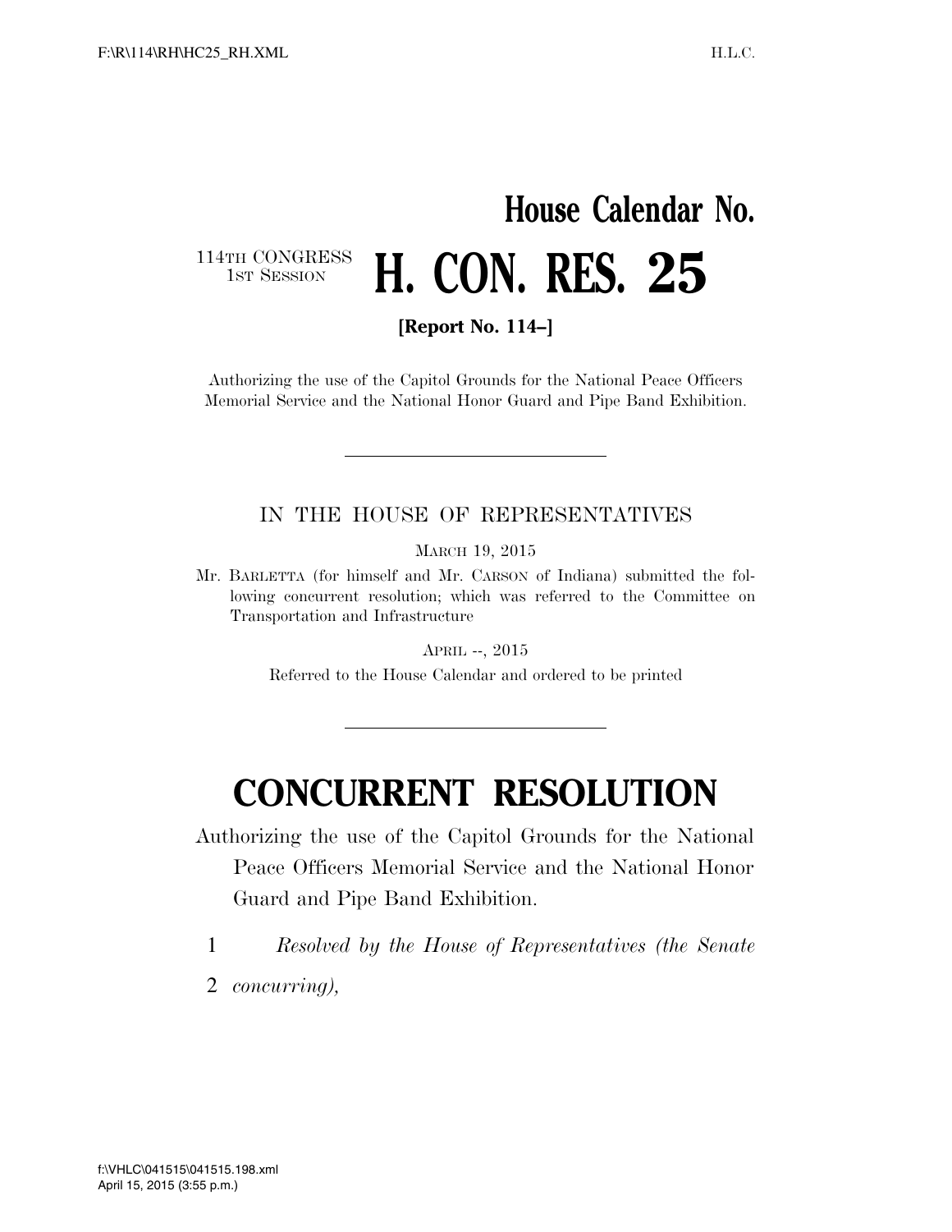# House Calendar No.

114TH CONGRESS
1ST SESSION

# H. CON. RES. 25

**[Report No. 114–]**

Authorizing the use of the Capitol Grounds for the National Peace Officers Memorial Service and the National Honor Guard and Pipe Band Exhibition.

---

IN THE HOUSE OF REPRESENTATIVES

MARCH 19, 2015

Mr. BARLETTA (for himself and Mr. CARSON of Indiana) submitted the following concurrent resolution; which was referred to the Committee on Transportation and Infrastructure

APRIL --, 2015

Referred to the House Calendar and ordered to be printed

---

# CONCURRENT RESOLUTION

Authorizing the use of the Capitol Grounds for the National Peace Officers Memorial Service and the National Honor Guard and Pipe Band Exhibition.

1 *Resolved by the House of Representatives (the Senate*
2 *concurring),*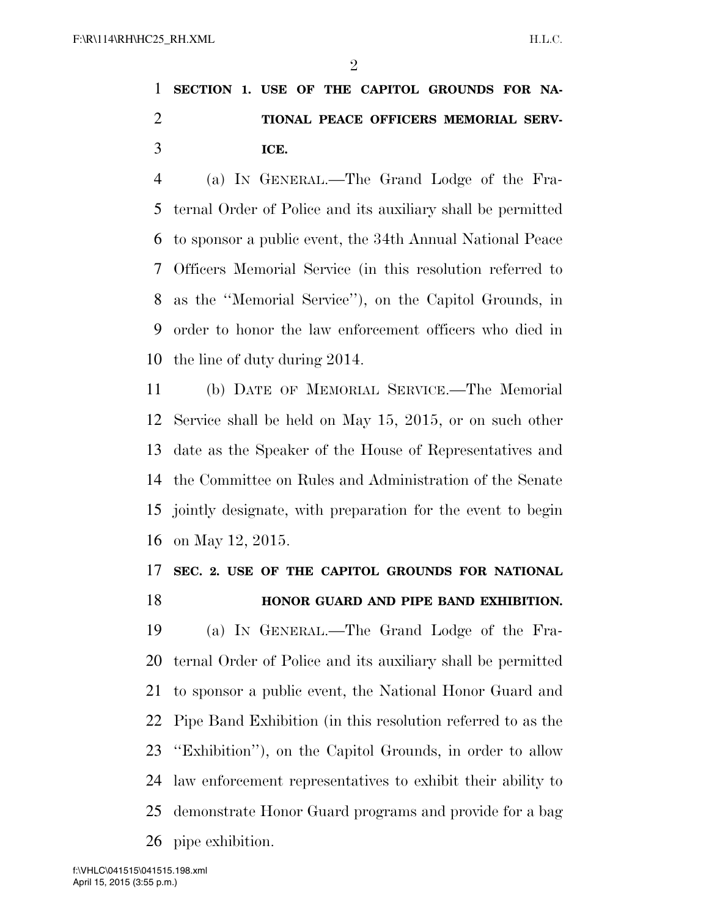**SECTION 1. USE OF THE CAPITOL GROUNDS FOR NATIONAL PEACE OFFICERS MEMORIAL SERVICE.**

(a) IN GENERAL.—The Grand Lodge of the Fraternal Order of Police and its auxiliary shall be permitted to sponsor a public event, the 34th Annual National Peace Officers Memorial Service (in this resolution referred to as the ''Memorial Service''), on the Capitol Grounds, in order to honor the law enforcement officers who died in the line of duty during 2014.

(b) DATE OF MEMORIAL SERVICE.—The Memorial Service shall be held on May 15, 2015, or on such other date as the Speaker of the House of Representatives and the Committee on Rules and Administration of the Senate jointly designate, with preparation for the event to begin on May 12, 2015.

**SEC. 2. USE OF THE CAPITOL GROUNDS FOR NATIONAL HONOR GUARD AND PIPE BAND EXHIBITION.**

(a) IN GENERAL.—The Grand Lodge of the Fraternal Order of Police and its auxiliary shall be permitted to sponsor a public event, the National Honor Guard and Pipe Band Exhibition (in this resolution referred to as the ''Exhibition''), on the Capitol Grounds, in order to allow law enforcement representatives to exhibit their ability to demonstrate Honor Guard programs and provide for a bag pipe exhibition.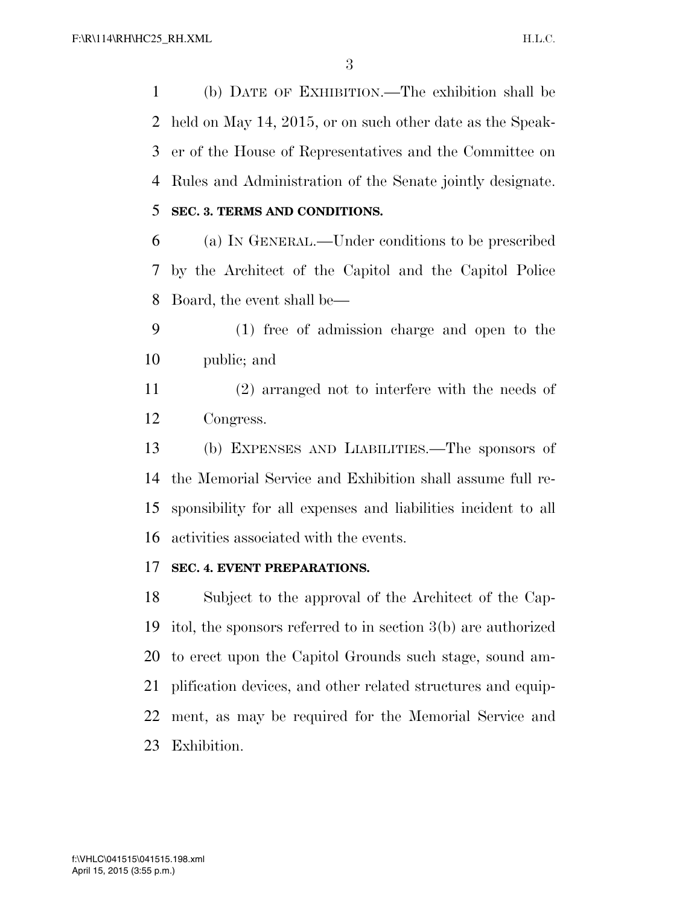(b) DATE OF EXHIBITION.—The exhibition shall be held on May 14, 2015, or on such other date as the Speaker of the House of Representatives and the Committee on Rules and Administration of the Senate jointly designate.

**SEC. 3. TERMS AND CONDITIONS.**

(a) IN GENERAL.—Under conditions to be prescribed by the Architect of the Capitol and the Capitol Police Board, the event shall be—

(1) free of admission charge and open to the public; and

(2) arranged not to interfere with the needs of Congress.

(b) EXPENSES AND LIABILITIES.—The sponsors of the Memorial Service and Exhibition shall assume full responsibility for all expenses and liabilities incident to all activities associated with the events.

**SEC. 4. EVENT PREPARATIONS.**

Subject to the approval of the Architect of the Capitol, the sponsors referred to in section 3(b) are authorized to erect upon the Capitol Grounds such stage, sound amplification devices, and other related structures and equipment, as may be required for the Memorial Service and Exhibition.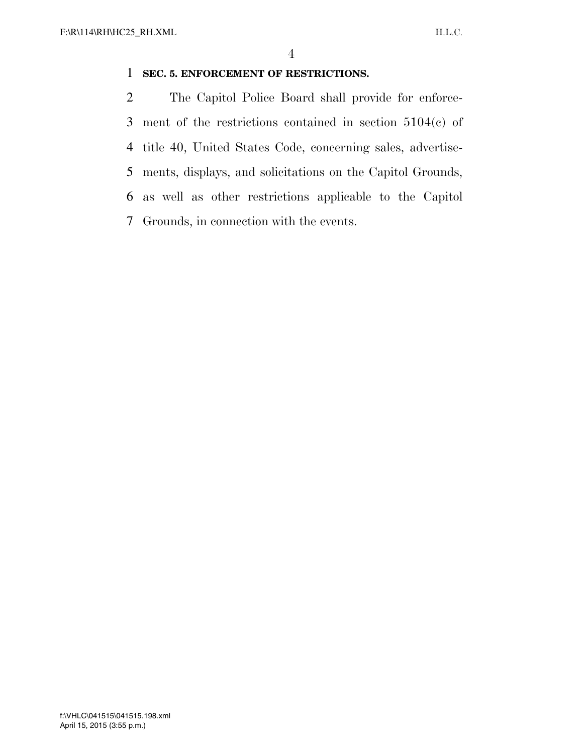**SEC. 5. ENFORCEMENT OF RESTRICTIONS.**

The Capitol Police Board shall provide for enforcement of the restrictions contained in section 5104(c) of title 40, United States Code, concerning sales, advertisements, displays, and solicitations on the Capitol Grounds, as well as other restrictions applicable to the Capitol Grounds, in connection with the events.